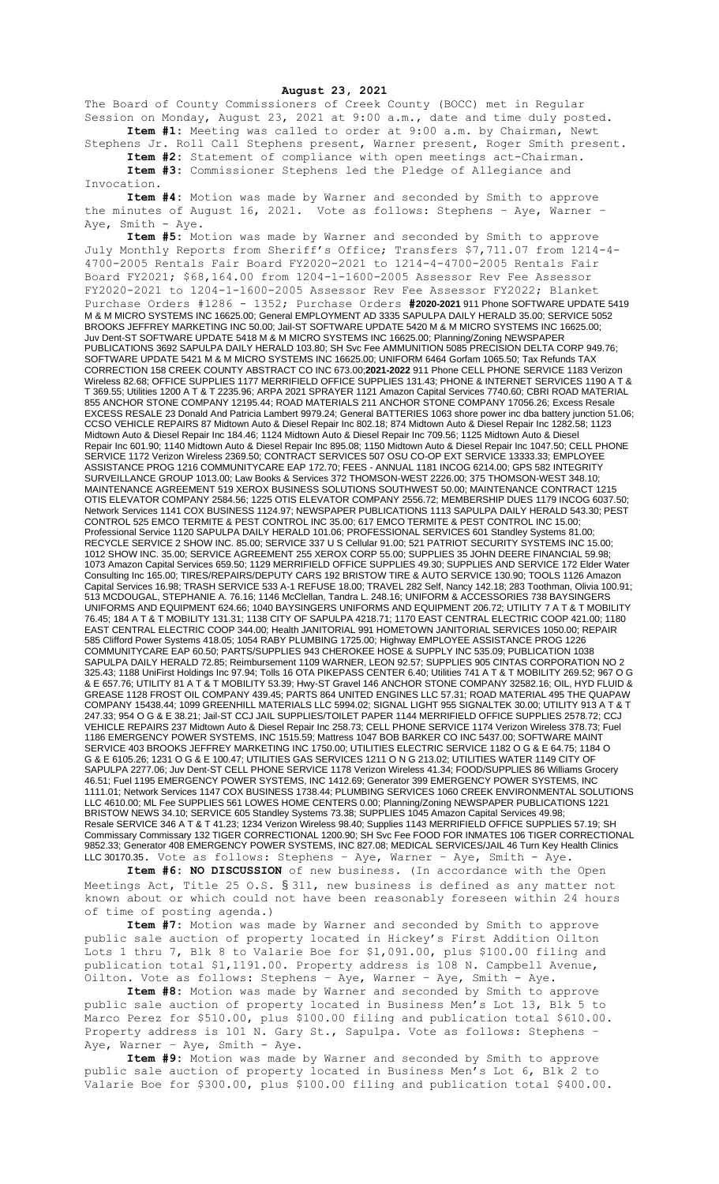**August 23, 2021**

The Board of County Commissioners of Creek County (BOCC) met in Regular Session on Monday, August 23, 2021 at 9:00 a.m., date and time duly posted.

**Item #1:** Meeting was called to order at 9:00 a.m. by Chairman, Newt Stephens Jr. Roll Call Stephens present, Warner present, Roger Smith present.

**Item #2:** Statement of compliance with open meetings act-Chairman.

**Item #3:** Commissioner Stephens led the Pledge of Allegiance and Invocation.

**Item #4:** Motion was made by Warner and seconded by Smith to approve the minutes of August 16, 2021. Vote as follows: Stephens – Aye, Warner – Aye, Smith - Aye.

**Item #5:** Motion was made by Warner and seconded by Smith to approve July Monthly Reports from Sheriff's Office; Transfers $7,711.07 from 1214-4-4700-2005 Rentals Fair Board FY2020-2021 to 1214-4-4700-2005 Rentals Fair Board FY2021; $68,164.00 from 1204-1-1600-2005 Assessor Rev Fee Assessor FY2020-2021 to 1204-1-1600-2005 Assessor Rev Fee Assessor FY2022; Blanket Purchase Orders #1286 - 1352; Purchase Orders **#2020-2021** 911 Phone SOFTWARE UPDATE 5419 M & M MICRO SYSTEMS INC 16625.00; General EMPLOYMENT AD 3335 SAPULPA DAILY HERALD 35.00; SERVICE 5052 BROOKS JEFFREY MARKETING INC 50.00; Jail-ST SOFTWARE UPDATE 5420 M & M MICRO SYSTEMS INC 16625.00; Juv Dent-ST SOFTWARE UPDATE 5418 M & M MICRO SYSTEMS INC 16625.00; Planning/Zoning NEWSPAPER PUBLICATIONS 3692 SAPULPA DAILY HERALD 103.80; SH Svc Fee AMMUNITION 5085 PRECISION DELTA CORP 949.76; SOFTWARE UPDATE 5421 M & M MICRO SYSTEMS INC 16625.00; UNIFORM 6464 Gorfam 1065.50; Tax Refunds TAX CORRECTION 158 CREEK COUNTY ABSTRACT CO INC 673.00;**2021-2022** 911 Phone CELL PHONE SERVICE 1183 Verizon Wireless 82.68; OFFICE SUPPLIES 1177 MERRIFIELD OFFICE SUPPLIES 131.43; PHONE & INTERNET SERVICES 1190 A T & T 369.55; Utilities 1200 A T & T 2235.96; ARPA 2021 SPRAYER 1121 Amazon Capital Services 7740.60; CBRI ROAD MATERIAL 855 ANCHOR STONE COMPANY 12195.44; ROAD MATERIALS 211 ANCHOR STONE COMPANY 17056.26; Excess Resale EXCESS RESALE 23 Donald And Patricia Lambert 9979.24; General BATTERIES 1063 shore power inc dba battery junction 51.06; CCSO VEHICLE REPAIRS 87 Midtown Auto & Diesel Repair Inc 802.18; 874 Midtown Auto & Diesel Repair Inc 1282.58; 1123 Midtown Auto & Diesel Repair Inc 184.46; 1124 Midtown Auto & Diesel Repair Inc 709.56; 1125 Midtown Auto & Diesel Repair Inc 601.90; 1140 Midtown Auto & Diesel Repair Inc 895.08; 1150 Midtown Auto & Diesel Repair Inc 1047.50; CELL PHONE SERVICE 1172 Verizon Wireless 2369.50; CONTRACT SERVICES 507 OSU CO-OP EXT SERVICE 13333.33; EMPLOYEE ASSISTANCE PROG 1216 COMMUNITYCARE EAP 172.70; FEES - ANNUAL 1181 INCOG 6214.00; GPS 582 INTEGRITY SURVEILLANCE GROUP 1013.00; Law Books & Services 372 THOMSON-WEST 2226.00; 375 THOMSON-WEST 348.10; MAINTENANCE AGREEMENT 519 XEROX BUSINESS SOLUTIONS SOUTHWEST 50.00; MAINTENANCE CONTRACT 1215 OTIS ELEVATOR COMPANY 2584.56; 1225 OTIS ELEVATOR COMPANY 2556.72; MEMBERSHIP DUES 1179 INCOG 6037.50; Network Services 1141 COX BUSINESS 1124.97; NEWSPAPER PUBLICATIONS 1113 SAPULPA DAILY HERALD 543.30; PEST CONTROL 525 EMCO TERMITE & PEST CONTROL INC 35.00; 617 EMCO TERMITE & PEST CONTROL INC 15.00; Professional Service 1120 SAPULPA DAILY HERALD 101.06; PROFESSIONAL SERVICES 601 Standley Systems 81.00; RECYCLE SERVICE 2 SHOW INC. 85.00; SERVICE 337 U S Cellular 91.00; 521 PATRIOT SECURITY SYSTEMS INC 15.00; 1012 SHOW INC. 35.00; SERVICE AGREEMENT 255 XEROX CORP 55.00; SUPPLIES 35 JOHN DEERE FINANCIAL 59.98; 1073 Amazon Capital Services 659.50; 1129 MERRIFIELD OFFICE SUPPLIES 49.30; SUPPLIES AND SERVICE 172 Elder Water Consulting Inc 165.00; TIRES/REPAIRS/DEPUTY CARS 192 BRISTOW TIRE & AUTO SERVICE 130.90; TOOLS 1126 Amazon Capital Services 16.98; TRASH SERVICE 533 A-1 REFUSE 18.00; TRAVEL 282 Self, Nancy 142.18; 283 Toothman, Olivia 100.91; 513 MCDOUGAL, STEPHANIE A. 76.16; 1146 McClellan, Tandra L. 248.16; UNIFORM & ACCESSORIES 738 BAYSINGERS UNIFORMS AND EQUIPMENT 624.66; 1040 BAYSINGERS UNIFORMS AND EQUIPMENT 206.72; UTILITY 7 A T & T MOBILITY 76.45; 184 A T & T MOBILITY 131.31; 1138 CITY OF SAPULPA 4218.71; 1170 EAST CENTRAL ELECTRIC COOP 421.00; 1180 EAST CENTRAL ELECTRIC COOP 344.00; Health JANITORIAL 991 HOMETOWN JANITORIAL SERVICES 1050.00; REPAIR 585 Clifford Power Systems 418.05; 1054 RABY PLUMBING 1725.00; Highway EMPLOYEE ASSISTANCE PROG 1226 COMMUNITYCARE EAP 60.50; PARTS/SUPPLIES 943 CHEROKEE HOSE & SUPPLY INC 535.09; PUBLICATION 1038 SAPULPA DAILY HERALD 72.85; Reimbursement 1109 WARNER, LEON 92.57; SUPPLIES 905 CINTAS CORPORATION NO 2 325.43; 1188 UniFirst Holdings Inc 97.94; Tolls 16 OTA PIKEPASS CENTER 6.40; Utilities 741 A T & T MOBILITY 269.52; 967 O G & E 657.76; UTILITY 81 A T & T MOBILITY 53.39; Hwy-ST Gravel 146 ANCHOR STONE COMPANY 32582.16; OIL, HYD FLUID & GREASE 1128 FROST OIL COMPANY 439.45; PARTS 864 UNITED ENGINES LLC 57.31; ROAD MATERIAL 495 THE QUAPAW COMPANY 15438.44; 1099 GREENHILL MATERIALS LLC 5994.02; SIGNAL LIGHT 955 SIGNALTEK 30.00; UTILITY 913 A T & T 247.33; 954 O G & E 38.21; Jail-ST CCJ JAIL SUPPLIES/TOILET PAPER 1144 MERRIFIELD OFFICE SUPPLIES 2578.72; CCJ VEHICLE REPAIRS 237 Midtown Auto & Diesel Repair Inc 258.73; CELL PHONE SERVICE 1174 Verizon Wireless 378.73; Fuel 1186 EMERGENCY POWER SYSTEMS, INC 1515.59; Mattress 1047 BOB BARKER CO INC 5437.00; SOFTWARE MAINT SERVICE 403 BROOKS JEFFREY MARKETING INC 1750.00; UTILITIES ELECTRIC SERVICE 1182 O G & E 64.75; 1184 O G & E 6105.26; 1231 O G & E 100.47; UTILITIES GAS SERVICES 1211 O N G 213.02; UTILITIES WATER 1149 CITY OF SAPULPA 2277.06; Juv Dent-ST CELL PHONE SERVICE 1178 Verizon Wireless 41.34; FOOD/SUPPLIES 86 Williams Grocery 46.51; Fuel 1195 EMERGENCY POWER SYSTEMS, INC 1412.69; Generator 399 EMERGENCY POWER SYSTEMS, INC 1111.01; Network Services 1147 COX BUSINESS 1738.44; PLUMBING SERVICES 1060 CREEK ENVIRONMENTAL SOLUTIONS LLC 4610.00; ML Fee SUPPLIES 561 LOWES HOME CENTERS 0.00; Planning/Zoning NEWSPAPER PUBLICATIONS 1221 BRISTOW NEWS 34.10; SERVICE 605 Standley Systems 73.38; SUPPLIES 1045 Amazon Capital Services 49.98; Resale SERVICE 346 A T & T 41.23; 1234 Verizon Wireless 98.40; Supplies 1143 MERRIFIELD OFFICE SUPPLIES 57.19; SH Commissary Commissary 132 TIGER CORRECTIONAL 1200.90; SH Svc Fee FOOD FOR INMATES 106 TIGER CORRECTIONAL 9852.33; Generator 408 EMERGENCY POWER SYSTEMS, INC 827.08; MEDICAL SERVICES/JAIL 46 Turn Key Health Clinics LLC 30170.35. Vote as follows: Stephens – Aye, Warner – Aye, Smith - Aye.

**Item #6: NO DISCUSSION** of new business. (In accordance with the Open Meetings Act, Title 25 O.S. § 311, new business is defined as any matter not known about or which could not have been reasonably foreseen within 24 hours of time of posting agenda.)

**Item #7:** Motion was made by Warner and seconded by Smith to approve public sale auction of property located in Hickey's First Addition Oilton Lots 1 thru 7, Blk 8 to Valarie Boe for $1,091.00, plus $100.00 filing and publication total $1,1191.00. Property address is 108 N. Campbell Avenue, Oilton. Vote as follows: Stephens – Aye, Warner – Aye, Smith - Aye.

**Item #8:** Motion was made by Warner and seconded by Smith to approve public sale auction of property located in Business Men's Lot 13, Blk 5 to Marco Perez for $510.00, plus $100.00 filing and publication total $610.00. Property address is 101 N. Gary St., Sapulpa. Vote as follows: Stephens – Aye, Warner – Aye, Smith - Aye.

**Item #9:** Motion was made by Warner and seconded by Smith to approve public sale auction of property located in Business Men's Lot 6, Blk 2 to Valarie Boe for $300.00, plus $100.00 filing and publication total $400.00.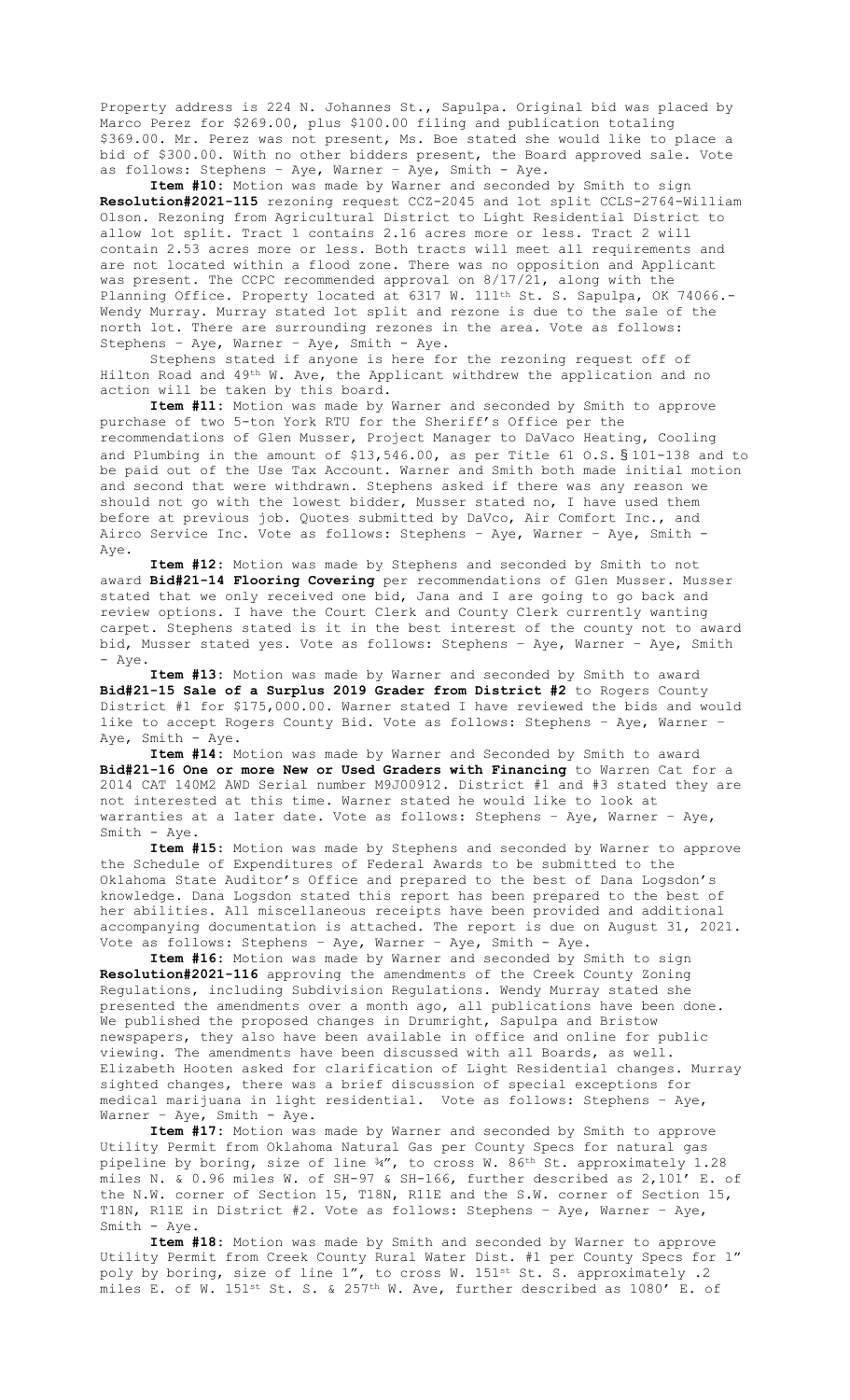Property address is 224 N. Johannes St., Sapulpa. Original bid was placed by Marco Perez for $269.00, plus $100.00 filing and publication totaling $369.00. Mr. Perez was not present, Ms. Boe stated she would like to place a bid of $300.00. With no other bidders present, the Board approved sale. Vote as follows: Stephens – Aye, Warner – Aye, Smith - Aye.

**Item #10:** Motion was made by Warner and seconded by Smith to sign **Resolution#2021-115** rezoning request CCZ-2045 and lot split CCLS-2764-William Olson. Rezoning from Agricultural District to Light Residential District to allow lot split. Tract 1 contains 2.16 acres more or less. Tract 2 will contain 2.53 acres more or less. Both tracts will meet all requirements and are not located within a flood zone. There was no opposition and Applicant was present. The CCPC recommended approval on 8/17/21, along with the Planning Office. Property located at 6317 W. 111th St. S. Sapulpa, OK 74066.-Wendy Murray. Murray stated lot split and rezone is due to the sale of the north lot. There are surrounding rezones in the area. Vote as follows: Stephens – Aye, Warner – Aye, Smith - Aye.

Stephens stated if anyone is here for the rezoning request off of Hilton Road and 49th W. Ave, the Applicant withdrew the application and no action will be taken by this board.

**Item #11:** Motion was made by Warner and seconded by Smith to approve purchase of two 5-ton York RTU for the Sheriff's Office per the recommendations of Glen Musser, Project Manager to DaVaco Heating, Cooling and Plumbing in the amount of $13,546.00, as per Title 61 O.S.§101-138 and to be paid out of the Use Tax Account. Warner and Smith both made initial motion and second that were withdrawn. Stephens asked if there was any reason we should not go with the lowest bidder, Musser stated no, I have used them before at previous job. Quotes submitted by DaVco, Air Comfort Inc., and Airco Service Inc. Vote as follows: Stephens – Aye, Warner – Aye, Smith - Aye.

**Item #12:** Motion was made by Stephens and seconded by Smith to not award **Bid#21-14 Flooring Covering** per recommendations of Glen Musser. Musser stated that we only received one bid, Jana and I are going to go back and review options. I have the Court Clerk and County Clerk currently wanting carpet. Stephens stated is it in the best interest of the county not to award bid, Musser stated yes. Vote as follows: Stephens – Aye, Warner – Aye, Smith - Aye.

**Item #13:** Motion was made by Warner and seconded by Smith to award **Bid#21-15 Sale of a Surplus 2019 Grader from District #2** to Rogers County District #1 for $175,000.00. Warner stated I have reviewed the bids and would like to accept Rogers County Bid. Vote as follows: Stephens – Aye, Warner – Aye, Smith - Aye.

**Item #14:** Motion was made by Warner and Seconded by Smith to award **Bid#21-16 One or more New or Used Graders with Financing** to Warren Cat for a 2014 CAT 140M2 AWD Serial number M9J00912. District #1 and #3 stated they are not interested at this time. Warner stated he would like to look at warranties at a later date. Vote as follows: Stephens – Aye, Warner – Aye, Smith - Aye.

**Item #15:** Motion was made by Stephens and seconded by Warner to approve the Schedule of Expenditures of Federal Awards to be submitted to the Oklahoma State Auditor's Office and prepared to the best of Dana Logsdon's knowledge. Dana Logsdon stated this report has been prepared to the best of her abilities. All miscellaneous receipts have been provided and additional accompanying documentation is attached. The report is due on August 31, 2021. Vote as follows: Stephens – Aye, Warner – Aye, Smith - Aye.

**Item #16:** Motion was made by Warner and seconded by Smith to sign **Resolution#2021-116** approving the amendments of the Creek County Zoning Regulations, including Subdivision Regulations. Wendy Murray stated she presented the amendments over a month ago, all publications have been done. We published the proposed changes in Drumright, Sapulpa and Bristow newspapers, they also have been available in office and online for public viewing. The amendments have been discussed with all Boards, as well. Elizabeth Hooten asked for clarification of Light Residential changes. Murray sighted changes, there was a brief discussion of special exceptions for medical marijuana in light residential. Vote as follows: Stephens – Aye, Warner – Aye, Smith - Aye.

**Item #17:** Motion was made by Warner and seconded by Smith to approve Utility Permit from Oklahoma Natural Gas per County Specs for natural gas pipeline by boring, size of line ¾", to cross W. 86th St. approximately 1.28 miles N. & 0.96 miles W. of SH-97 & SH-166, further described as 2,101' E. of the N.W. corner of Section 15, T18N, R11E and the S.W. corner of Section 15, T18N, R11E in District #2. Vote as follows: Stephens – Aye, Warner – Aye, Smith - Aye.

**Item #18:** Motion was made by Smith and seconded by Warner to approve Utility Permit from Creek County Rural Water Dist. #1 per County Specs for 1" poly by boring, size of line 1", to cross W. 151st St. S. approximately .2 miles E. of W. 151st St. S. & 257th W. Ave, further described as 1080' E. of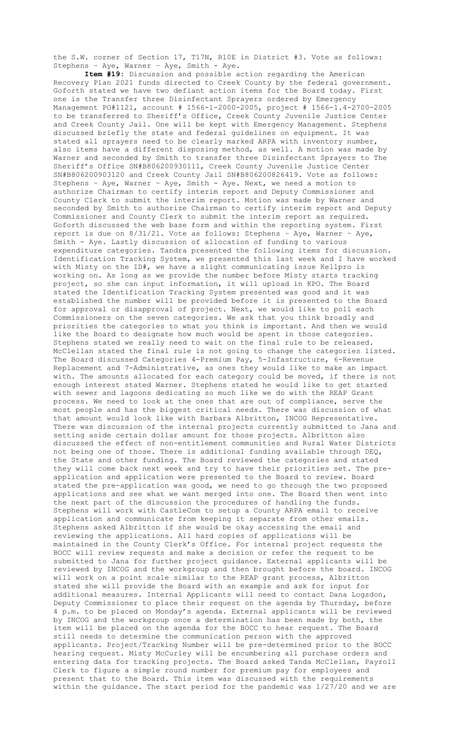the S.W. corner of Section 17, T17N, R10E in District #3. Vote as follows: Stephens – Aye, Warner – Aye, Smith - Aye.

**Item #19:** Discussion and possible action regarding the American Recovery Plan 2021 funds directed to Creek County by the federal government. Goforth stated we have two defiant action items for the Board today. First one is the Transfer three Disinfectant Sprayers ordered by Emergency Management PO#1121, account # 1566-1-2000-2005, project # 1566-1.4-2700-2005 to be transferred to Sheriff's Office, Creek County Juvenile Justice Center and Creek County Jail. One will be kept with Emergency Management. Stephens discussed briefly the state and federal guidelines on equipment. It was stated all sprayers need to be clearly marked ARPA with inventory number, also items have a different disposing method, as well. A motion was made by Warner and seconded by Smith to transfer three Disinfectant Sprayers to The Sheriff's Office SN#B806200930111, Creek County Juvenile Justice Center SN#B806200903120 and Creek County Jail SN#B806200826419. Vote as follows: Stephens – Aye, Warner – Aye, Smith - Aye. Next, we need a motion to authorize Chairman to certify interim report and Deputy Commissioner and County Clerk to submit the interim report. Motion was made by Warner and seconded by Smith to authorize Chairman to certify interim report and Deputy Commissioner and County Clerk to submit the interim report as required. Goforth discussed the web base form and within the reporting system. First report is due on 8/31/21. Vote as follows: Stephens – Aye, Warner – Aye, Smith - Aye. Lastly discussion of allocation of funding to various expenditure categories. Tandra presented the following items for discussion. Identification Tracking System, we presented this last week and I have worked with Misty on the ID#, we have a slight communicating issue Kellpro is working on. As long as we provide the number before Misty starts tracking project, so she can input information, it will upload in KPO. The Board stated the Identification Tracking System presented was good and it was established the number will be provided before it is presented to the Board for approval or disapproval of project. Next, we would like to poll each Commissioners on the seven categories. We ask that you think broadly and priorities the categories to what you think is important. And then we would like the Board to designate how much would be spent in those categories. Stephens stated we really need to wait on the final rule to be released. McClellan stated the final rule is not going to change the categories listed. The Board discussed Categories 4-Premium Pay, 5-Infastructure, 6-Revenue Replacement and 7-Administrative, as ones they would like to make an impact with. The amounts allocated for each category could be moved, if there is not enough interest stated Warner. Stephens stated he would like to get started with sewer and lagoons dedicating so much like we do with the REAP Grant process. We need to look at the ones that are out of compliance, serve the most people and has the biggest critical needs. There was discussion of what that amount would look like with Barbara Albritton, INCOG Representative. There was discussion of the internal projects currently submitted to Jana and setting aside certain dollar amount for those projects. Albritton also discussed the effect of non-entitlement communities and Rural Water Districts not being one of those. There is additional funding available through DEQ, the State and other funding. The Board reviewed the categories and stated they will come back next week and try to have their priorities set. The pre-application and application were presented to the Board to review. Board stated the pre-application was good, we need to go through the two proposed applications and see what we want merged into one. The Board then went into the next part of the discussion the procedures of handling the funds. Stephens will work with CastleCom to setup a County ARPA email to receive application and communicate from keeping it separate from other emails. Stephens asked Albritton if she would be okay accessing the email and reviewing the applications. All hard copies of applications will be maintained in the County Clerk's Office. For internal project requests the BOCC will review requests and make a decision or refer the request to be submitted to Jana for further project guidance. External applicants will be reviewed by INCOG and the workgroup and then brought before the board. INCOG will work on a point scale similar to the REAP grant process, Albritton stated she will provide the Board with an example and ask for input for additional measures. Internal Applicants will need to contact Dana Logsdon, Deputy Commissioner to place their request on the agenda by Thursday, before 4 p.m. to be placed on Monday's agenda. External applicants will be reviewed by INCOG and the workgroup once a determination has been made by both, the item will be placed on the agenda for the BOCC to hear request. The Board still needs to determine the communication person with the approved applicants. Project/Tracking Number will be pre-determined prior to the BOCC hearing request. Misty McCurley will be encumbering all purchase orders and entering data for tracking projects. The Board asked Tanda McClellan, Payroll Clerk to figure a simple round number for premium pay for employees and present that to the Board. This item was discussed with the requirements within the guidance. The start period for the pandemic was 1/27/20 and we are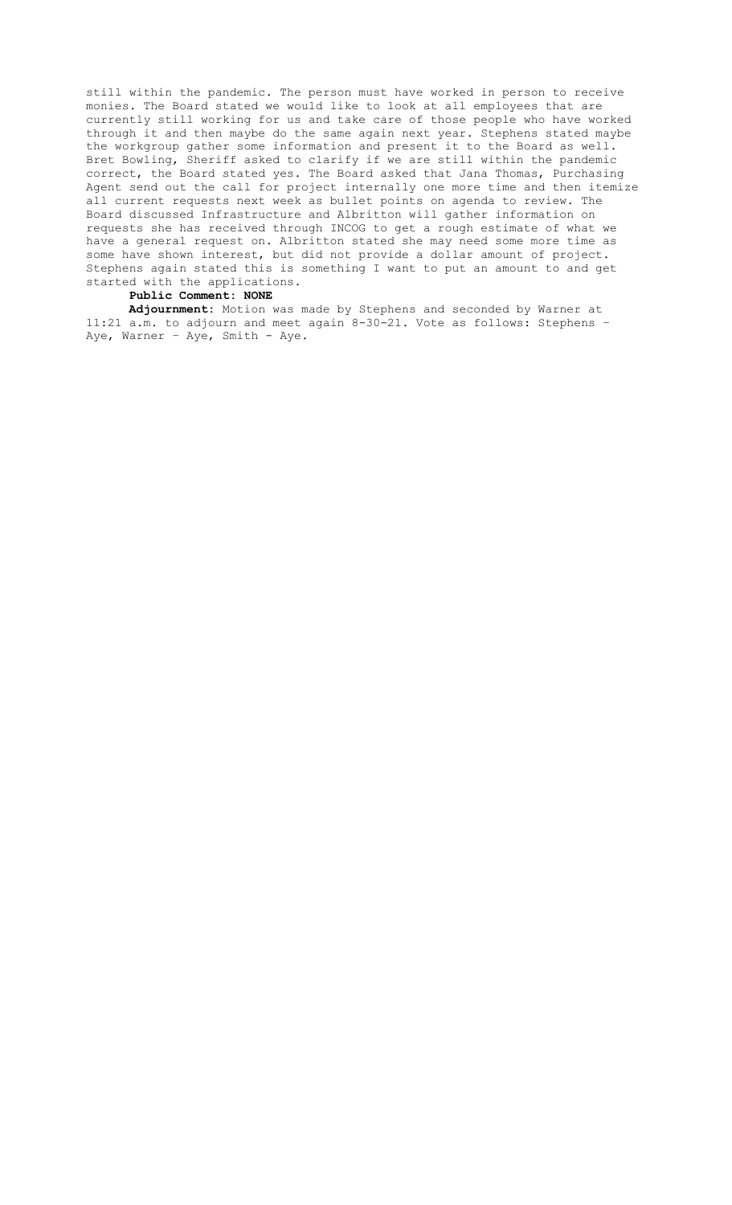still within the pandemic. The person must have worked in person to receive monies. The Board stated we would like to look at all employees that are currently still working for us and take care of those people who have worked through it and then maybe do the same again next year. Stephens stated maybe the workgroup gather some information and present it to the Board as well. Bret Bowling, Sheriff asked to clarify if we are still within the pandemic correct, the Board stated yes. The Board asked that Jana Thomas, Purchasing Agent send out the call for project internally one more time and then itemize all current requests next week as bullet points on agenda to review. The Board discussed Infrastructure and Albritton will gather information on requests she has received through INCOG to get a rough estimate of what we have a general request on. Albritton stated she may need some more time as some have shown interest, but did not provide a dollar amount of project. Stephens again stated this is something I want to put an amount to and get started with the applications.

**Public Comment: NONE**

**Adjournment:** Motion was made by Stephens and seconded by Warner at 11:21 a.m. to adjourn and meet again 8-30-21. Vote as follows: Stephens – Aye, Warner – Aye, Smith - Aye.